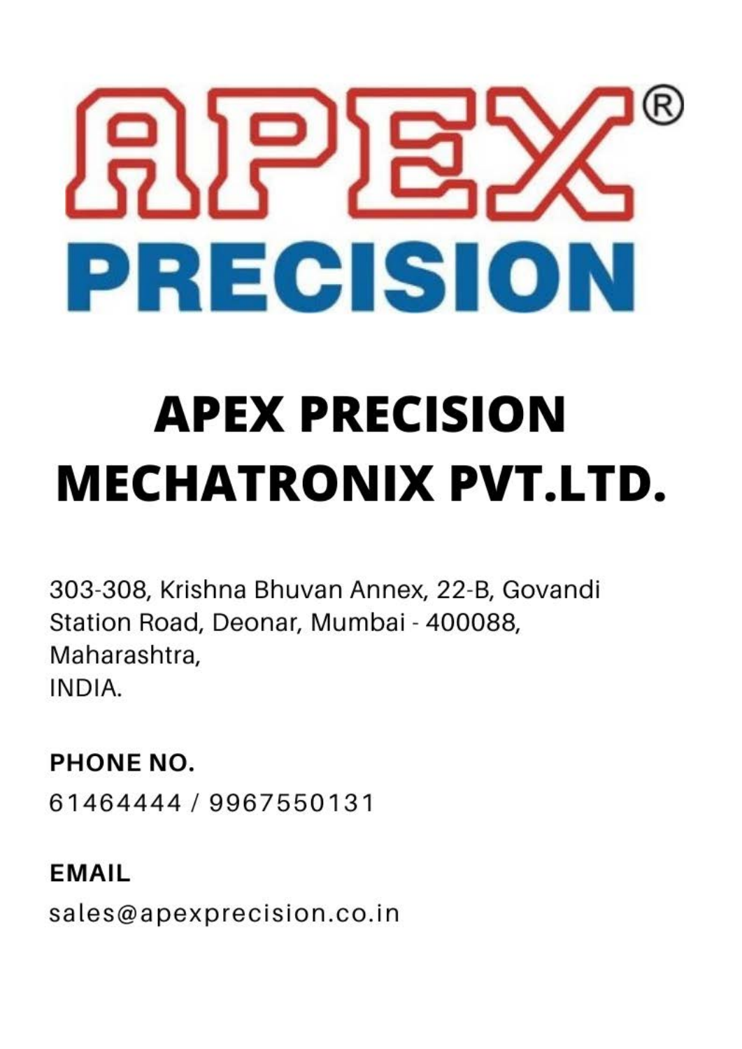# APEX®
# PRECISION

## APEX PRECISION MECHATRONIX PVT.LTD.

303-308, Krishna Bhuvan Annex, 22-B, Govandi Station Road, Deonar, Mumbai - 400088, Maharashtra,
INDIA.

**PHONE NO.**

61464444 / 9967550131

**EMAIL**

sales@apexprecision.co.in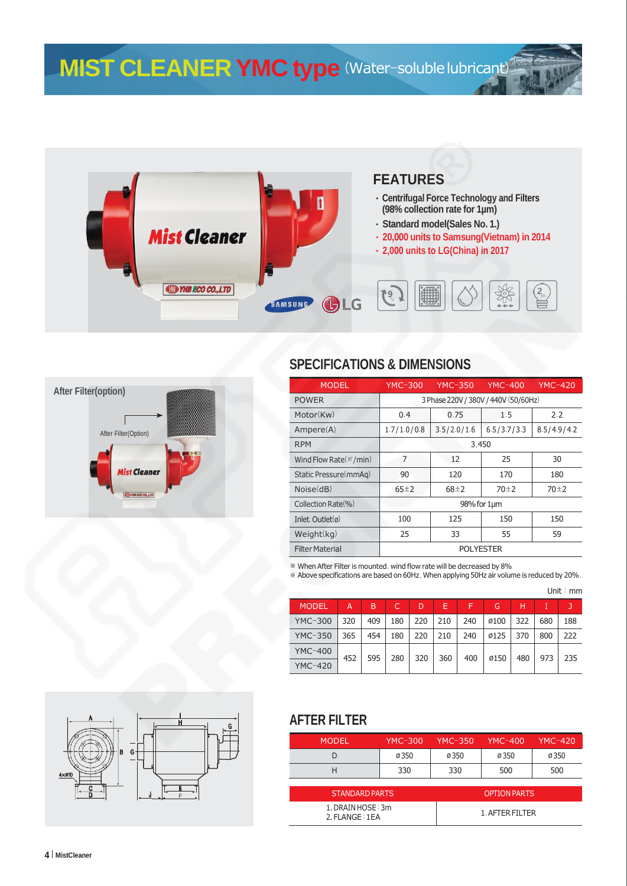# MIST CLEANER YMC type (Water-soluble lubricant)

## FEATURES

- Centrifugal Force Technology and Filters (98% collection rate for 1μm)
- Standard model(Sales No. 1.)
- 20,000 units to Samsung(Vietnam) in 2014
- 2,000 units to LG(China) in 2017

After Filter(option)

After Filter(Option)

## SPECIFICATIONS & DIMENSIONS

| MODEL | YMC-300 | YMC-350 | YMC-400 | YMC-420 |
|---|---|---|---|---|
| POWER | 3 Phase 220V / 380V / 440V (50/60Hz) | | | |
| Motor(Kw) | 0.4 | 0.75 | 1.5 | 2.2 |
| Ampere(A) | 1.7/1.0/0.8 | 3.5/2.0/1.6 | 6.5/3.7/3.3 | 8.5/4.9/4.2 |
| RPM | 3,450 | | | |
| Wind Flow Rate(㎥/min) | 7 | 12 | 25 | 30 |
| Static Pressure(mmAq) | 90 | 120 | 170 | 180 |
| Noise(dB) | 65±2 | 68±2 | 70±2 | 70±2 |
| Collection Rate(%) | 98% for 1μm | | | |
| Inlet. Outlet(ø) | 100 | 125 | 150 | 150 |
| Weight(kg) | 25 | 33 | 55 | 59 |
| Filter Material | POLYESTER | | | |

※ When After Filter is mounted, wind flow rate will be decreased by 8%
※ Above specifications are based on 60Hz. When applying 50Hz air volume is reduced by 20%.

Unit : mm

| MODEL | A | B | C | D | E | F | G | H | I | J |
|---|---|---|---|---|---|---|---|---|---|---|
| YMC-300 | 320 | 409 | 180 | 220 | 210 | 240 | ø100 | 322 | 680 | 188 |
| YMC-350 | 365 | 454 | 180 | 220 | 210 | 240 | ø125 | 370 | 800 | 222 |
| YMC-400 | 452 | 595 | 280 | 320 | 360 | 400 | ø150 | 480 | 973 | 235 |
| YMC-420 | 452 | 595 | 280 | 320 | 360 | 400 | ø150 | 480 | 973 | 235 |

## AFTER FILTER

| MODEL | YMC-300 | YMC-350 | YMC-400 | YMC-420 |
|---|---|---|---|---|
| D | ø350 | ø350 | ø350 | ø350 |
| H | 330 | 330 | 500 | 500 |

| STANDARD PARTS | OPTION PARTS |
|---|---|
| 1. DRAIN HOSE : 3m<br>2. FLANGE : 1EA | 1. AFTER FILTER |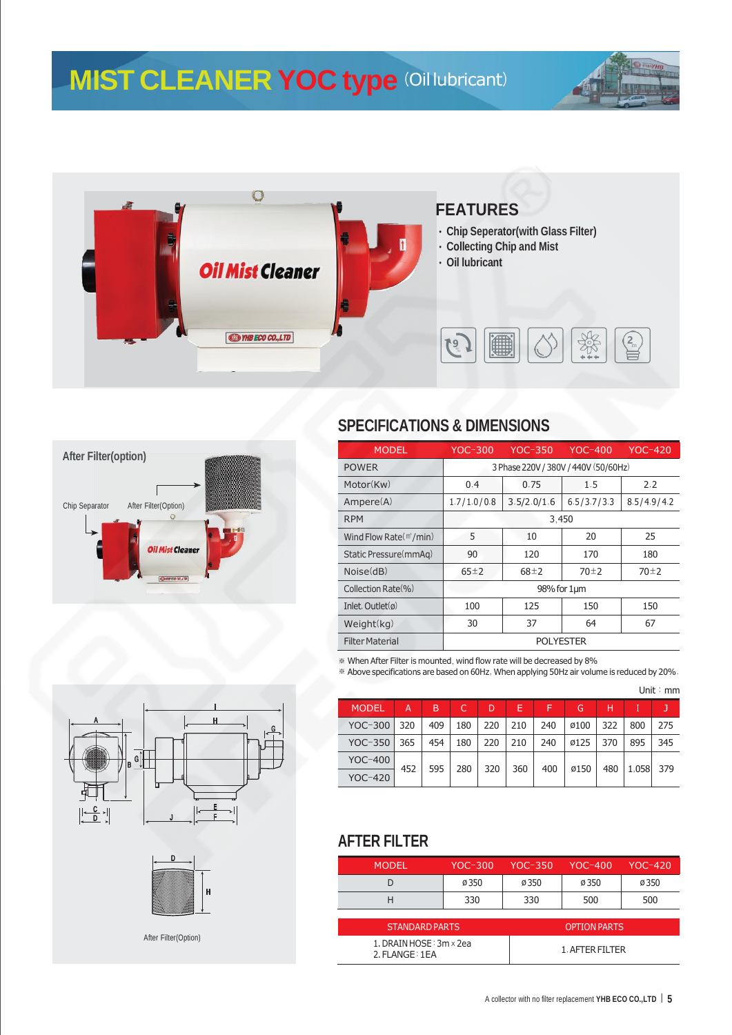# MIST CLEANER YOC type (Oil lubricant)

## FEATURES

- Chip Seperator(with Glass Filter)
- Collecting Chip and Mist
- Oil lubricant

After Filter(option)

Chip Separator　After Filter(Option)

## SPECIFICATIONS & DIMENSIONS

| MODEL | YOC-300 | YOC-350 | YOC-400 | YOC-420 |
|---|---|---|---|---|
| POWER | 3 Phase 220V / 380V / 440V (50/60Hz) | | | |
| Motor(Kw) | 0.4 | 0.75 | 1.5 | 2.2 |
| Ampere(A) | 1.7/1.0/0.8 | 3.5/2.0/1.6 | 6.5/3.7/3.3 | 8.5/4.9/4.2 |
| RPM | 3,450 | | | |
| Wind Flow Rate(㎥/min) | 5 | 10 | 20 | 25 |
| Static Pressure(mmAq) | 90 | 120 | 170 | 180 |
| Noise(dB) | 65±2 | 68±2 | 70±2 | 70±2 |
| Collection Rate(%) | 98% for 1μm | | | |
| Inlet. Outlet(ø) | 100 | 125 | 150 | 150 |
| Weight(kg) | 30 | 37 | 64 | 67 |
| Filter Material | POLYESTER | | | |

※ When After Filter is mounted, wind flow rate will be decreased by 8%
※ Above specifications are based on 60Hz. When applying 50Hz air volume is reduced by 20%.

Unit : mm

| MODEL | A | B | C | D | E | F | G | H | I | J |
|---|---|---|---|---|---|---|---|---|---|---|
| YOC-300 | 320 | 409 | 180 | 220 | 210 | 240 | ø100 | 322 | 800 | 275 |
| YOC-350 | 365 | 454 | 180 | 220 | 210 | 240 | ø125 | 370 | 895 | 345 |
| YOC-400 | 452 | 595 | 280 | 320 | 360 | 400 | ø150 | 480 | 1,058 | 379 |
| YOC-420 | | | | | | | | | | |

After Filter(Option)

## AFTER FILTER

| MODEL | YOC-300 | YOC-350 | YOC-400 | YOC-420 |
|---|---|---|---|---|
| D | ø350 | ø350 | ø350 | ø350 |
| H | 330 | 330 | 500 | 500 |

| STANDARD PARTS | OPTION PARTS |
|---|---|
| 1. DRAIN HOSE : 3m x 2ea<br>2. FLANGE : 1EA | 1. AFTER FILTER |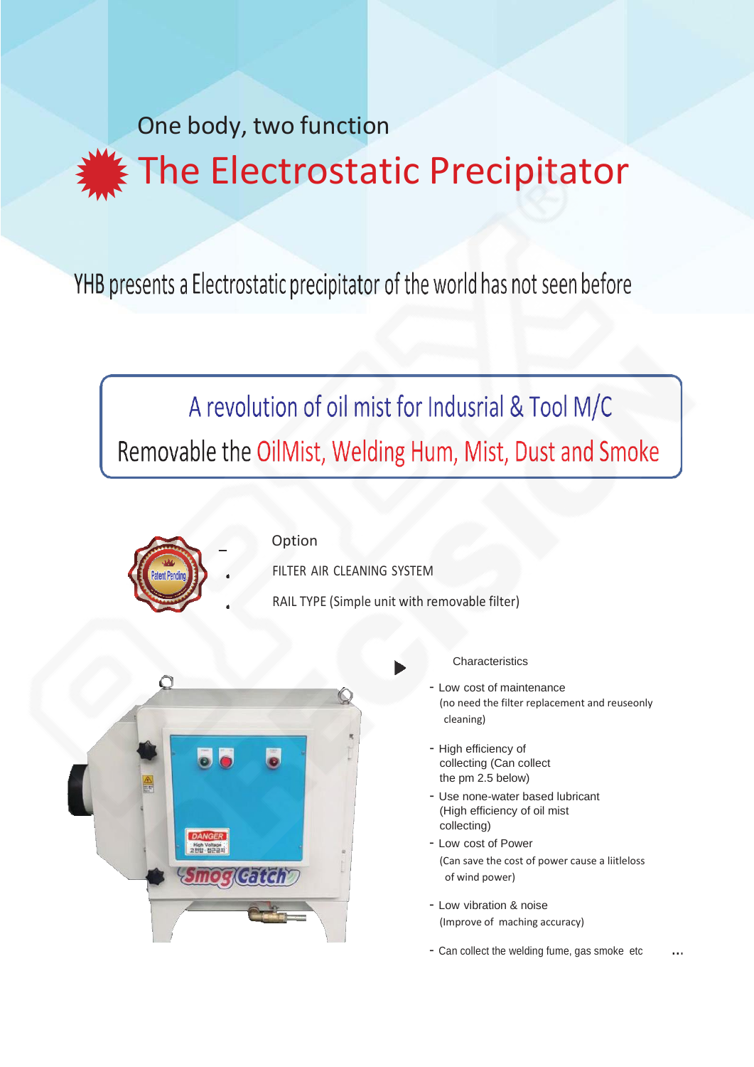One body, two function

# The Electrostatic Precipitator

YHB presents a Electrostatic precipitator of the world has not seen before

A revolution of oil mist for Indusrial & Tool M/C

Removable the OilMist, Welding Hum, Mist, Dust and Smoke

Patent Pending

Option

- FILTER AIR CLEANING SYSTEM
- RAIL TYPE (Simple unit with removable filter)

Characteristics

- Low cost of maintenance
  (no need the filter replacement and reuseonly cleaning)
- High efficiency of collecting (Can collect the pm 2.5 below)
- Use none-water based lubricant
  (High efficiency of oil mist collecting)
- Low cost of Power
  (Can save the cost of power cause a liitleloss of wind power)
- Low vibration & noise
  (Improve of maching accuracy)
- Can collect the welding fume, gas smoke etc ...